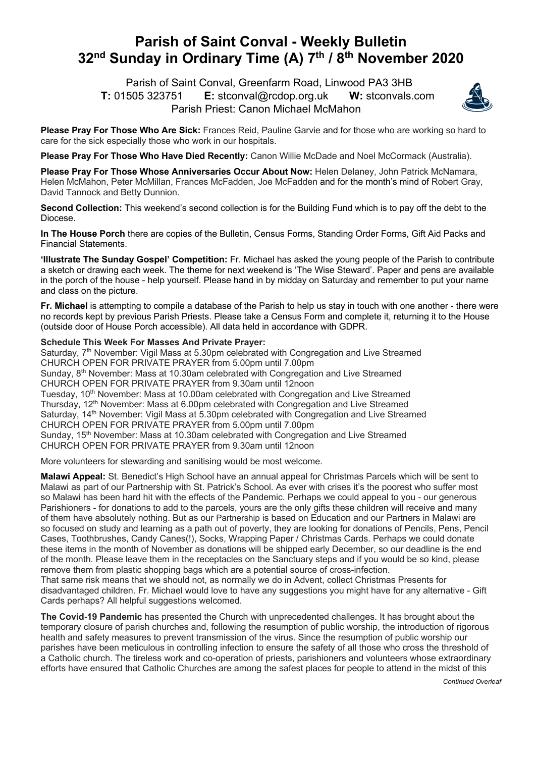# Parish of Saint Conval - Weekly Bulletin
# 32nd Sunday in Ordinary Time (A) 7th / 8th November 2020

Parish of Saint Conval, Greenfarm Road, Linwood PA3 3HB
**T:** 01505 323751 **E:** stconval@rcdop.org.uk **W:** stconvals.com
Parish Priest: Canon Michael McMahon

**Please Pray For Those Who Are Sick:** Frances Reid, Pauline Garvie and for those who are working so hard to care for the sick especially those who work in our hospitals.

**Please Pray For Those Who Have Died Recently:** Canon Willie McDade and Noel McCormack (Australia).

**Please Pray For Those Whose Anniversaries Occur About Now:** Helen Delaney, John Patrick McNamara, Helen McMahon, Peter McMillan, Frances McFadden, Joe McFadden and for the month's mind of Robert Gray, David Tannock and Betty Dunnion.

**Second Collection:** This weekend's second collection is for the Building Fund which is to pay off the debt to the Diocese.

**In The House Porch** there are copies of the Bulletin, Census Forms, Standing Order Forms, Gift Aid Packs and Financial Statements.

**'Illustrate The Sunday Gospel' Competition:** Fr. Michael has asked the young people of the Parish to contribute a sketch or drawing each week. The theme for next weekend is 'The Wise Steward'. Paper and pens are available in the porch of the house - help yourself. Please hand in by midday on Saturday and remember to put your name and class on the picture.

**Fr. Michael** is attempting to compile a database of the Parish to help us stay in touch with one another - there were no records kept by previous Parish Priests. Please take a Census Form and complete it, returning it to the House (outside door of House Porch accessible). All data held in accordance with GDPR.

**Schedule This Week For Masses And Private Prayer:**
Saturday, 7th November: Vigil Mass at 5.30pm celebrated with Congregation and Live Streamed
CHURCH OPEN FOR PRIVATE PRAYER from 5.00pm until 7.00pm
Sunday, 8th November: Mass at 10.30am celebrated with Congregation and Live Streamed
CHURCH OPEN FOR PRIVATE PRAYER from 9.30am until 12noon
Tuesday, 10th November: Mass at 10.00am celebrated with Congregation and Live Streamed
Thursday, 12th November: Mass at 6.00pm celebrated with Congregation and Live Streamed
Saturday, 14th November: Vigil Mass at 5.30pm celebrated with Congregation and Live Streamed
CHURCH OPEN FOR PRIVATE PRAYER from 5.00pm until 7.00pm
Sunday, 15th November: Mass at 10.30am celebrated with Congregation and Live Streamed
CHURCH OPEN FOR PRIVATE PRAYER from 9.30am until 12noon

More volunteers for stewarding and sanitising would be most welcome.

**Malawi Appeal:** St. Benedict's High School have an annual appeal for Christmas Parcels which will be sent to Malawi as part of our Partnership with St. Patrick's School. As ever with crises it's the poorest who suffer most so Malawi has been hard hit with the effects of the Pandemic. Perhaps we could appeal to you - our generous Parishioners - for donations to add to the parcels, yours are the only gifts these children will receive and many of them have absolutely nothing. But as our Partnership is based on Education and our Partners in Malawi are so focused on study and learning as a path out of poverty, they are looking for donations of Pencils, Pens, Pencil Cases, Toothbrushes, Candy Canes(!), Socks, Wrapping Paper / Christmas Cards. Perhaps we could donate these items in the month of November as donations will be shipped early December, so our deadline is the end of the month. Please leave them in the receptacles on the Sanctuary steps and if you would be so kind, please remove them from plastic shopping bags which are a potential source of cross-infection.
That same risk means that we should not, as normally we do in Advent, collect Christmas Presents for disadvantaged children. Fr. Michael would love to have any suggestions you might have for any alternative - Gift Cards perhaps? All helpful suggestions welcomed.

**The Covid-19 Pandemic** has presented the Church with unprecedented challenges. It has brought about the temporary closure of parish churches and, following the resumption of public worship, the introduction of rigorous health and safety measures to prevent transmission of the virus. Since the resumption of public worship our parishes have been meticulous in controlling infection to ensure the safety of all those who cross the threshold of a Catholic church. The tireless work and co-operation of priests, parishioners and volunteers whose extraordinary efforts have ensured that Catholic Churches are among the safest places for people to attend in the midst of this

*Continued Overleaf*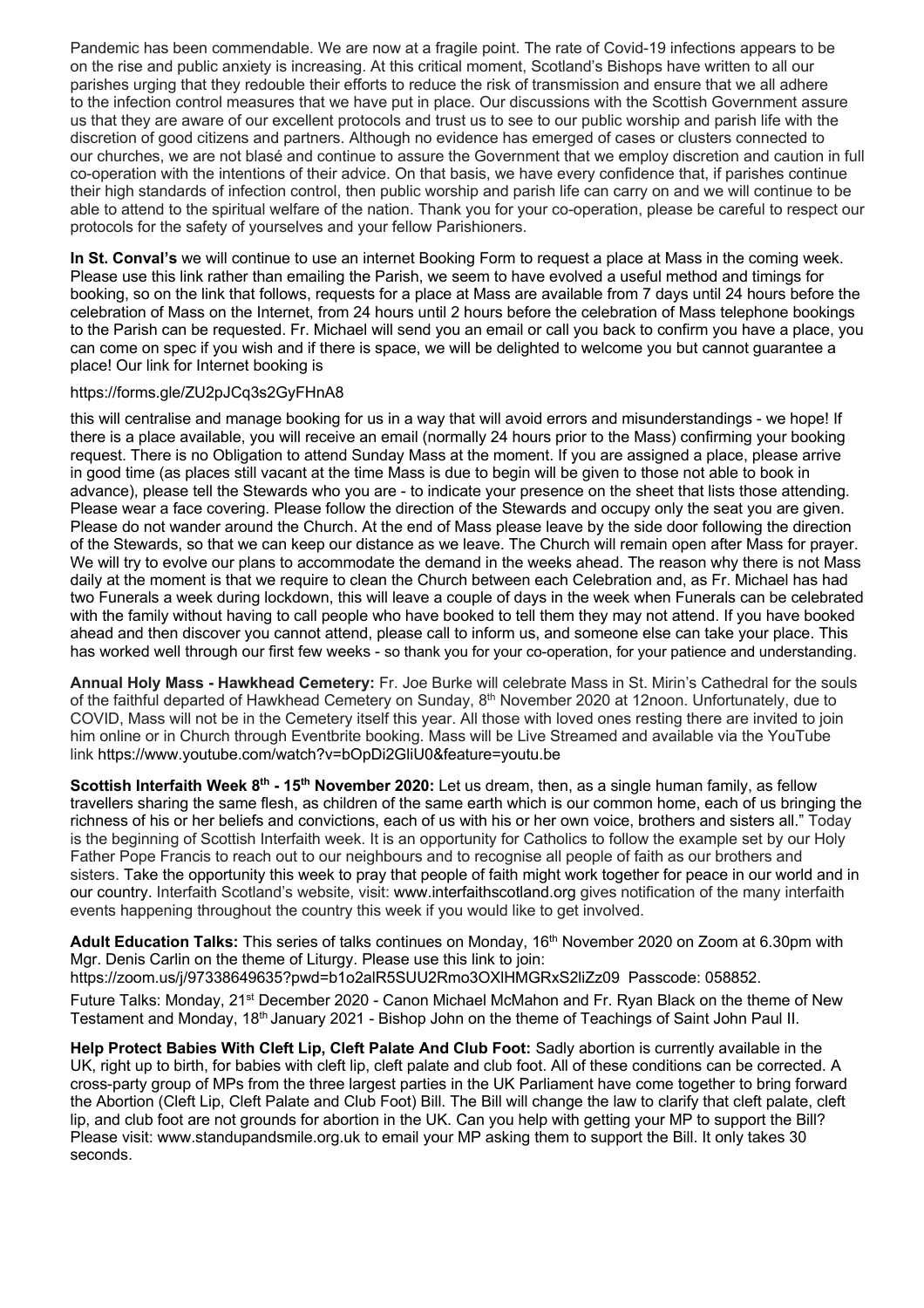Pandemic has been commendable. We are now at a fragile point. The rate of Covid-19 infections appears to be on the rise and public anxiety is increasing. At this critical moment, Scotland's Bishops have written to all our parishes urging that they redouble their efforts to reduce the risk of transmission and ensure that we all adhere to the infection control measures that we have put in place. Our discussions with the Scottish Government assure us that they are aware of our excellent protocols and trust us to see to our public worship and parish life with the discretion of good citizens and partners. Although no evidence has emerged of cases or clusters connected to our churches, we are not blasé and continue to assure the Government that we employ discretion and caution in full co-operation with the intentions of their advice. On that basis, we have every confidence that, if parishes continue their high standards of infection control, then public worship and parish life can carry on and we will continue to be able to attend to the spiritual welfare of the nation. Thank you for your co-operation, please be careful to respect our protocols for the safety of yourselves and your fellow Parishioners.

**In St. Conval's** we will continue to use an internet Booking Form to request a place at Mass in the coming week. Please use this link rather than emailing the Parish, we seem to have evolved a useful method and timings for booking, so on the link that follows, requests for a place at Mass are available from 7 days until 24 hours before the celebration of Mass on the Internet, from 24 hours until 2 hours before the celebration of Mass telephone bookings to the Parish can be requested. Fr. Michael will send you an email or call you back to confirm you have a place, you can come on spec if you wish and if there is space, we will be delighted to welcome you but cannot guarantee a place! Our link for Internet booking is

https://forms.gle/ZU2pJCq3s2GyFHnA8

this will centralise and manage booking for us in a way that will avoid errors and misunderstandings - we hope! If there is a place available, you will receive an email (normally 24 hours prior to the Mass) confirming your booking request. There is no Obligation to attend Sunday Mass at the moment. If you are assigned a place, please arrive in good time (as places still vacant at the time Mass is due to begin will be given to those not able to book in advance), please tell the Stewards who you are - to indicate your presence on the sheet that lists those attending. Please wear a face covering. Please follow the direction of the Stewards and occupy only the seat you are given. Please do not wander around the Church. At the end of Mass please leave by the side door following the direction of the Stewards, so that we can keep our distance as we leave. The Church will remain open after Mass for prayer. We will try to evolve our plans to accommodate the demand in the weeks ahead. The reason why there is not Mass daily at the moment is that we require to clean the Church between each Celebration and, as Fr. Michael has had two Funerals a week during lockdown, this will leave a couple of days in the week when Funerals can be celebrated with the family without having to call people who have booked to tell them they may not attend. If you have booked ahead and then discover you cannot attend, please call to inform us, and someone else can take your place. This has worked well through our first few weeks - so thank you for your co-operation, for your patience and understanding.

**Annual Holy Mass - Hawkhead Cemetery:** Fr. Joe Burke will celebrate Mass in St. Mirin's Cathedral for the souls of the faithful departed of Hawkhead Cemetery on Sunday, 8th November 2020 at 12noon. Unfortunately, due to COVID, Mass will not be in the Cemetery itself this year. All those with loved ones resting there are invited to join him online or in Church through Eventbrite booking. Mass will be Live Streamed and available via the YouTube link https://www.youtube.com/watch?v=bOpDi2GliU0&feature=youtu.be

**Scottish Interfaith Week 8th - 15th November 2020:** Let us dream, then, as a single human family, as fellow travellers sharing the same flesh, as children of the same earth which is our common home, each of us bringing the richness of his or her beliefs and convictions, each of us with his or her own voice, brothers and sisters all." Today is the beginning of Scottish Interfaith week. It is an opportunity for Catholics to follow the example set by our Holy Father Pope Francis to reach out to our neighbours and to recognise all people of faith as our brothers and sisters. Take the opportunity this week to pray that people of faith might work together for peace in our world and in our country. Interfaith Scotland's website, visit: www.interfaithscotland.org gives notification of the many interfaith events happening throughout the country this week if you would like to get involved.

**Adult Education Talks:** This series of talks continues on Monday, 16th November 2020 on Zoom at 6.30pm with Mgr. Denis Carlin on the theme of Liturgy. Please use this link to join:
https://zoom.us/j/97338649635?pwd=b1o2alR5SUU2Rmo3OXlHMGRxS2liZz09 Passcode: 058852.

Future Talks: Monday, 21st December 2020 - Canon Michael McMahon and Fr. Ryan Black on the theme of New Testament and Monday, 18th January 2021 - Bishop John on the theme of Teachings of Saint John Paul II.

**Help Protect Babies With Cleft Lip, Cleft Palate And Club Foot:** Sadly abortion is currently available in the UK, right up to birth, for babies with cleft lip, cleft palate and club foot. All of these conditions can be corrected. A cross-party group of MPs from the three largest parties in the UK Parliament have come together to bring forward the Abortion (Cleft Lip, Cleft Palate and Club Foot) Bill. The Bill will change the law to clarify that cleft palate, cleft lip, and club foot are not grounds for abortion in the UK. Can you help with getting your MP to support the Bill? Please visit: www.standupandsmile.org.uk to email your MP asking them to support the Bill. It only takes 30 seconds.